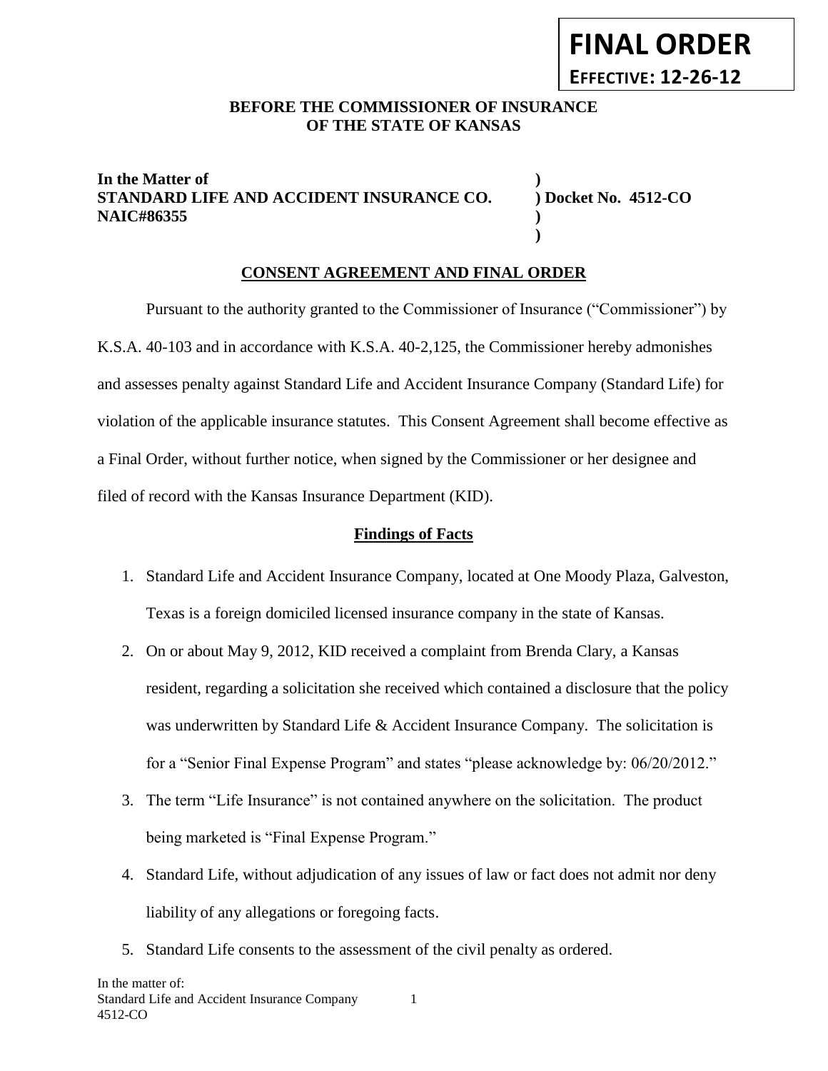**FINAL ORDER**

**EFFECTIVE: 12-26-12**

**BEFORE THE COMMISSIONER OF INSURANCE**
**OF THE STATE OF KANSAS**

| | |
|---|---|
| **In the Matter of** | **)** |
| **STANDARD LIFE AND ACCIDENT INSURANCE CO.** | **) Docket No. 4512-CO** |
| **NAIC#86355** | **)** |
| | **)** |

## CONSENT AGREEMENT AND FINAL ORDER

Pursuant to the authority granted to the Commissioner of Insurance ("Commissioner") by K.S.A. 40-103 and in accordance with K.S.A. 40-2,125, the Commissioner hereby admonishes and assesses penalty against Standard Life and Accident Insurance Company (Standard Life) for violation of the applicable insurance statutes. This Consent Agreement shall become effective as a Final Order, without further notice, when signed by the Commissioner or her designee and filed of record with the Kansas Insurance Department (KID).

### Findings of Facts

1. Standard Life and Accident Insurance Company, located at One Moody Plaza, Galveston, Texas is a foreign domiciled licensed insurance company in the state of Kansas.
2. On or about May 9, 2012, KID received a complaint from Brenda Clary, a Kansas resident, regarding a solicitation she received which contained a disclosure that the policy was underwritten by Standard Life & Accident Insurance Company. The solicitation is for a "Senior Final Expense Program" and states "please acknowledge by: 06/20/2012."
3. The term "Life Insurance" is not contained anywhere on the solicitation. The product being marketed is "Final Expense Program."
4. Standard Life, without adjudication of any issues of law or fact does not admit nor deny liability of any allegations or foregoing facts.
5. Standard Life consents to the assessment of the civil penalty as ordered.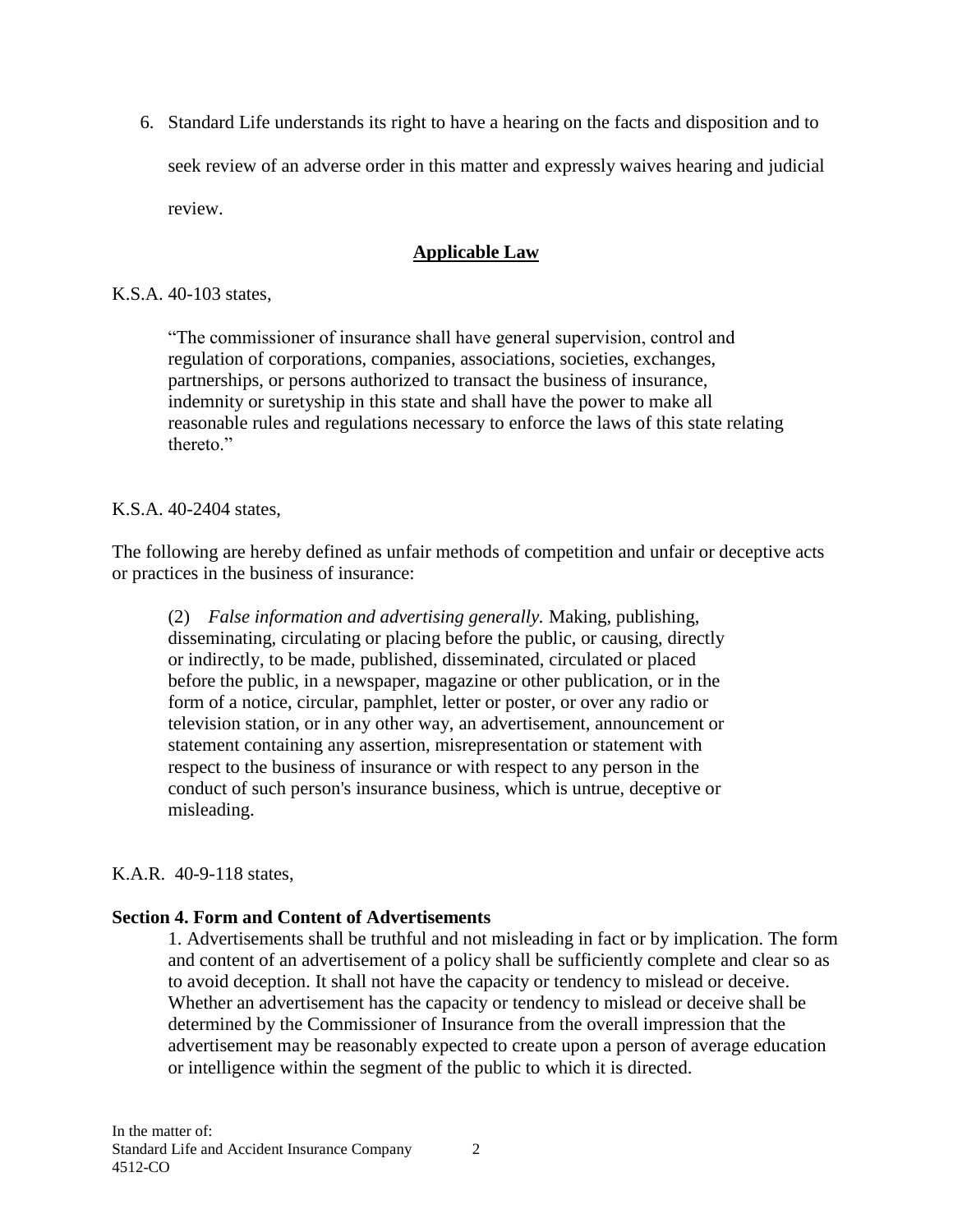6. Standard Life understands its right to have a hearing on the facts and disposition and to seek review of an adverse order in this matter and expressly waives hearing and judicial review.

## Applicable Law

K.S.A. 40-103 states,

> "The commissioner of insurance shall have general supervision, control and regulation of corporations, companies, associations, societies, exchanges, partnerships, or persons authorized to transact the business of insurance, indemnity or suretyship in this state and shall have the power to make all reasonable rules and regulations necessary to enforce the laws of this state relating thereto."

K.S.A. 40-2404 states,

The following are hereby defined as unfair methods of competition and unfair or deceptive acts or practices in the business of insurance:

> (2) *False information and advertising generally.* Making, publishing, disseminating, circulating or placing before the public, or causing, directly or indirectly, to be made, published, disseminated, circulated or placed before the public, in a newspaper, magazine or other publication, or in the form of a notice, circular, pamphlet, letter or poster, or over any radio or television station, or in any other way, an advertisement, announcement or statement containing any assertion, misrepresentation or statement with respect to the business of insurance or with respect to any person in the conduct of such person's insurance business, which is untrue, deceptive or misleading.

K.A.R. 40-9-118 states,

**Section 4. Form and Content of Advertisements**

> 1. Advertisements shall be truthful and not misleading in fact or by implication. The form and content of an advertisement of a policy shall be sufficiently complete and clear so as to avoid deception. It shall not have the capacity or tendency to mislead or deceive. Whether an advertisement has the capacity or tendency to mislead or deceive shall be determined by the Commissioner of Insurance from the overall impression that the advertisement may be reasonably expected to create upon a person of average education or intelligence within the segment of the public to which it is directed.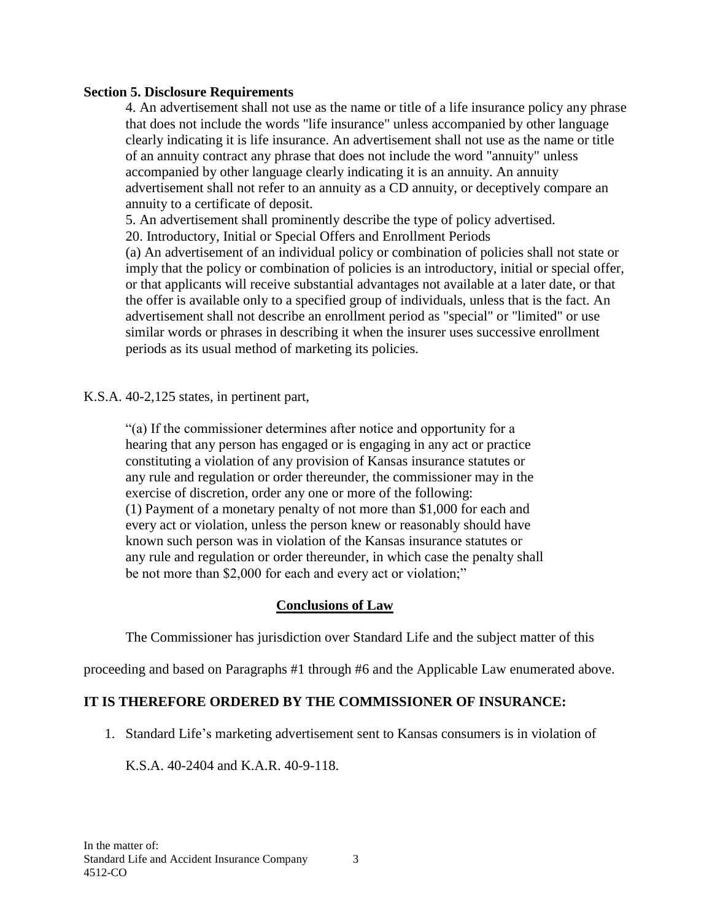**Section 5. Disclosure Requirements**

4. An advertisement shall not use as the name or title of a life insurance policy any phrase that does not include the words "life insurance" unless accompanied by other language clearly indicating it is life insurance. An advertisement shall not use as the name or title of an annuity contract any phrase that does not include the word "annuity" unless accompanied by other language clearly indicating it is an annuity. An annuity advertisement shall not refer to an annuity as a CD annuity, or deceptively compare an annuity to a certificate of deposit.

5. An advertisement shall prominently describe the type of policy advertised.

20. Introductory, Initial or Special Offers and Enrollment Periods

(a) An advertisement of an individual policy or combination of policies shall not state or imply that the policy or combination of policies is an introductory, initial or special offer, or that applicants will receive substantial advantages not available at a later date, or that the offer is available only to a specified group of individuals, unless that is the fact. An advertisement shall not describe an enrollment period as "special" or "limited" or use similar words or phrases in describing it when the insurer uses successive enrollment periods as its usual method of marketing its policies.

K.S.A. 40-2,125 states, in pertinent part,

> "(a) If the commissioner determines after notice and opportunity for a hearing that any person has engaged or is engaging in any act or practice constituting a violation of any provision of Kansas insurance statutes or any rule and regulation or order thereunder, the commissioner may in the exercise of discretion, order any one or more of the following:
> (1) Payment of a monetary penalty of not more than $1,000 for each and every act or violation, unless the person knew or reasonably should have known such person was in violation of the Kansas insurance statutes or any rule and regulation or order thereunder, in which case the penalty shall be not more than $2,000 for each and every act or violation;"

## Conclusions of Law

The Commissioner has jurisdiction over Standard Life and the subject matter of this proceeding and based on Paragraphs #1 through #6 and the Applicable Law enumerated above.

**IT IS THEREFORE ORDERED BY THE COMMISSIONER OF INSURANCE:**

1. Standard Life's marketing advertisement sent to Kansas consumers is in violation of K.S.A. 40-2404 and K.A.R. 40-9-118.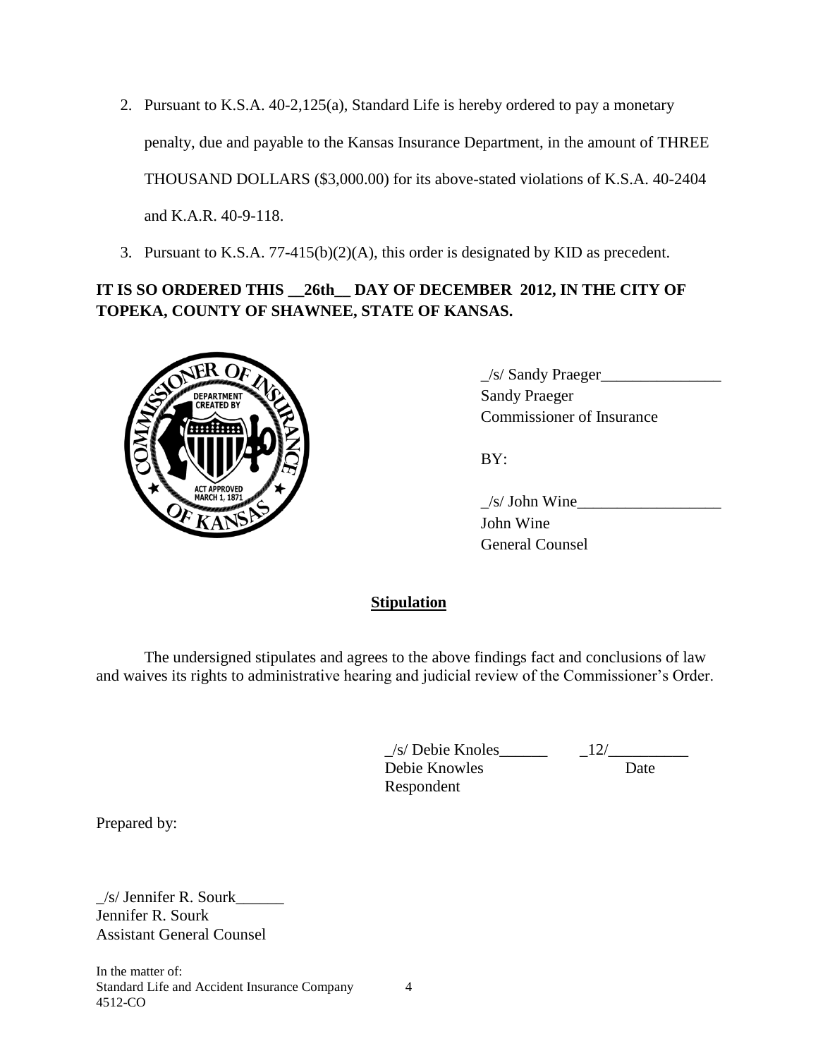2. Pursuant to K.S.A. 40-2,125(a), Standard Life is hereby ordered to pay a monetary penalty, due and payable to the Kansas Insurance Department, in the amount of THREE THOUSAND DOLLARS ($3,000.00) for its above-stated violations of K.S.A. 40-2404 and K.A.R. 40-9-118.
3. Pursuant to K.S.A. 77-415(b)(2)(A), this order is designated by KID as precedent.

**IT IS SO ORDERED THIS __26th__ DAY OF DECEMBER 2012, IN THE CITY OF TOPEKA, COUNTY OF SHAWNEE, STATE OF KANSAS.**

_/s/ Sandy Praeger_______________
Sandy Praeger
Commissioner of Insurance

BY:

_/s/ John Wine__________________
John Wine
General Counsel

## Stipulation

The undersigned stipulates and agrees to the above findings fact and conclusions of law and waives its rights to administrative hearing and judicial review of the Commissioner's Order.

_/s/ Debie Knoles______ _12/__________
Debie Knowles Date
Respondent

Prepared by:

_/s/ Jennifer R. Sourk______
Jennifer R. Sourk
Assistant General Counsel

In the matter of:
Standard Life and Accident Insurance Company
4512-CO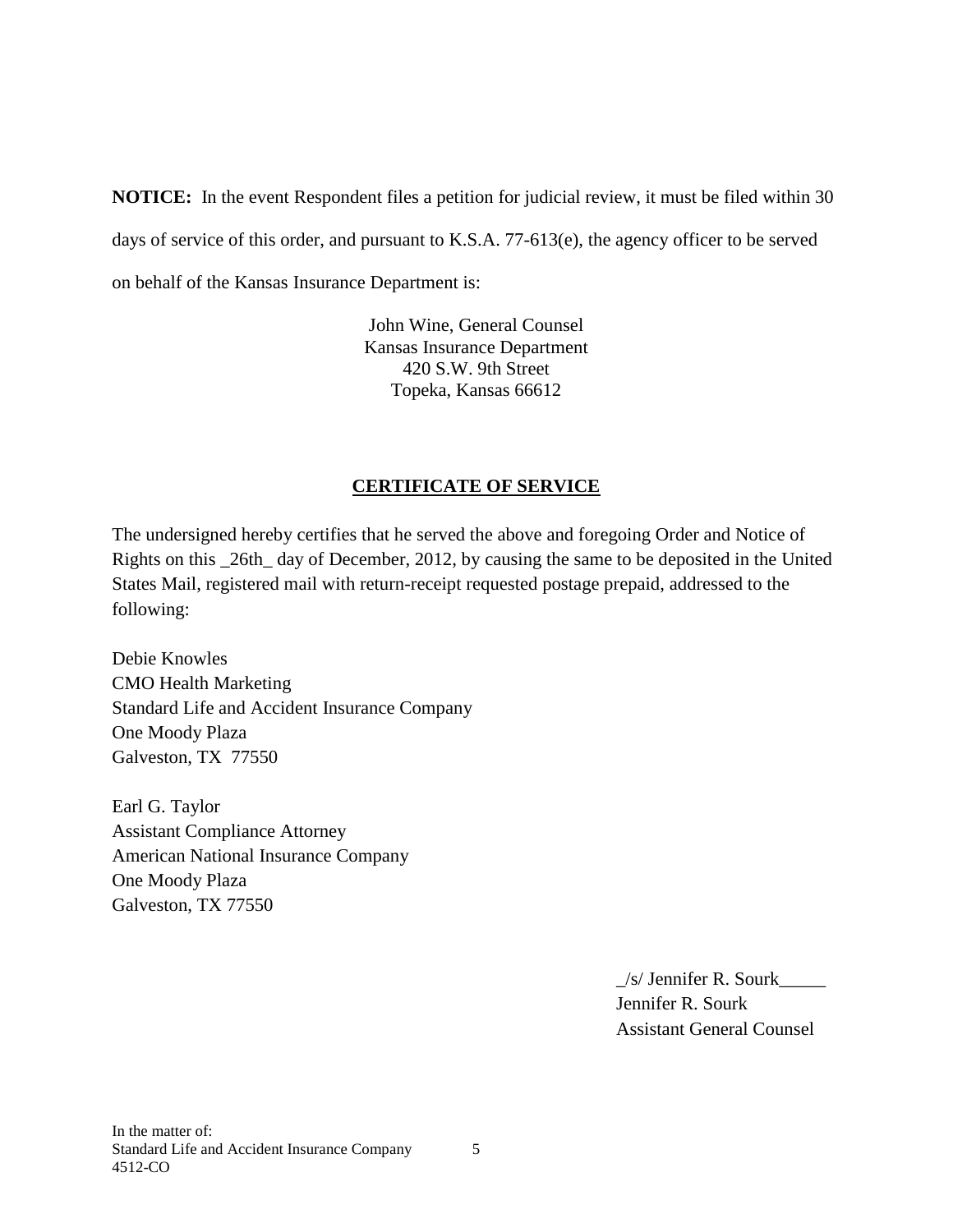**NOTICE:** In the event Respondent files a petition for judicial review, it must be filed within 30 days of service of this order, and pursuant to K.S.A. 77-613(e), the agency officer to be served on behalf of the Kansas Insurance Department is:

John Wine, General Counsel
Kansas Insurance Department
420 S.W. 9th Street
Topeka, Kansas 66612

## CERTIFICATE OF SERVICE

The undersigned hereby certifies that he served the above and foregoing Order and Notice of Rights on this _26th_ day of December, 2012, by causing the same to be deposited in the United States Mail, registered mail with return-receipt requested postage prepaid, addressed to the following:

Debie Knowles
CMO Health Marketing
Standard Life and Accident Insurance Company
One Moody Plaza
Galveston, TX 77550

Earl G. Taylor
Assistant Compliance Attorney
American National Insurance Company
One Moody Plaza
Galveston, TX 77550

_/s/ Jennifer R. Sourk_____
Jennifer R. Sourk
Assistant General Counsel

In the matter of:
Standard Life and Accident Insurance Company
4512-CO